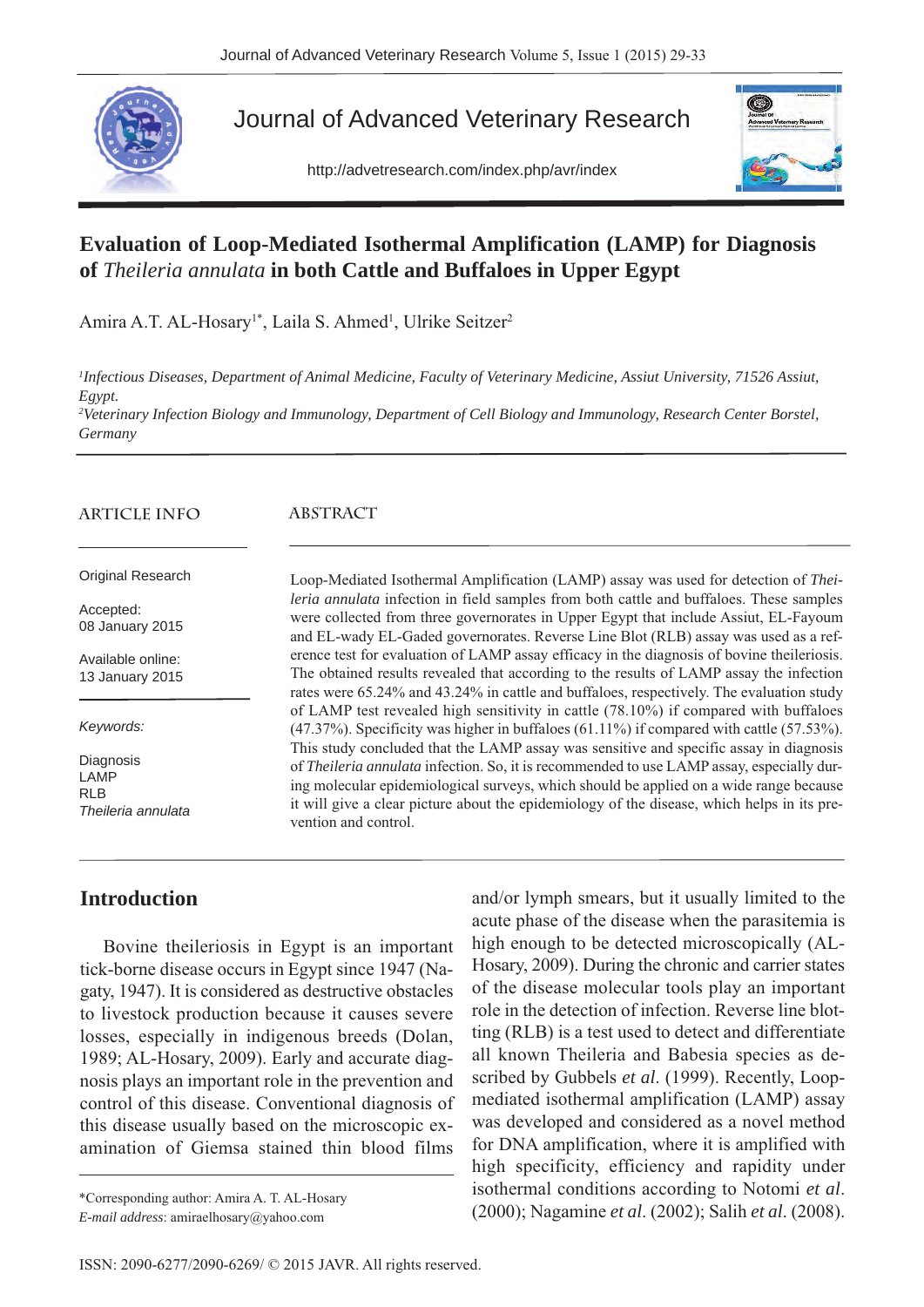# Evaluation of Loop-Mediated Isothermal Amplification (LAMP) for Diagnosis of *Theileria annulata* in both Cattle and Buffaloes in Upper Egypt

Amira A.T. AL-Hosary[1*], Laila S. Ahmed[1], Ulrike Seitzer[2]

[1] *Infectious Diseases, Department of Animal Medicine, Faculty of Veterinary Medicine, Assiut University, 71526 Assiut, Egypt.*

[2] *Veterinary Infection Biology and Immunology, Department of Cell Biology and Immunology, Research Center Borstel, Germany*

## ARTICLE INFO

Original Research

Accepted: 08 January 2015

Available online: 13 January 2015

*Keywords:*

Diagnosis
LAMP
RLB
*Theileria annulata*

## ABSTRACT

Loop-Mediated Isothermal Amplification (LAMP) assay was used for detection of *Theileria annulata* infection in field samples from both cattle and buffaloes. These samples were collected from three governorates in Upper Egypt that include Assiut, EL-Fayoum and EL-wady EL-Gaded governorates. Reverse Line Blot (RLB) assay was used as a reference test for evaluation of LAMP assay efficacy in the diagnosis of bovine theileriosis. The obtained results revealed that according to the results of LAMP assay the infection rates were 65.24% and 43.24% in cattle and buffaloes, respectively. The evaluation study of LAMP test revealed high sensitivity in cattle (78.10%) if compared with buffaloes (47.37%). Specificity was higher in buffaloes (61.11%) if compared with cattle (57.53%). This study concluded that the LAMP assay was sensitive and specific assay in diagnosis of *Theileria annulata* infection. So, it is recommended to use LAMP assay, especially during molecular epidemiological surveys, which should be applied on a wide range because it will give a clear picture about the epidemiology of the disease, which helps in its prevention and control.

## Introduction

Bovine theileriosis in Egypt is an important tick-borne disease occurs in Egypt since 1947 (Nagaty, 1947). It is considered as destructive obstacles to livestock production because it causes severe losses, especially in indigenous breeds (Dolan, 1989; AL-Hosary, 2009). Early and accurate diagnosis plays an important role in the prevention and control of this disease. Conventional diagnosis of this disease usually based on the microscopic examination of Giemsa stained thin blood films and/or lymph smears, but it usually limited to the acute phase of the disease when the parasitemia is high enough to be detected microscopically (AL-Hosary, 2009). During the chronic and carrier states of the disease molecular tools play an important role in the detection of infection. Reverse line blotting (RLB) is a test used to detect and differentiate all known Theileria and Babesia species as described by Gubbels *et al*. (1999). Recently, Loop-mediated isothermal amplification (LAMP) assay was developed and considered as a novel method for DNA amplification, where it is amplified with high specificity, efficiency and rapidity under isothermal conditions according to Notomi *et al*. (2000); Nagamine *et al*. (2002); Salih *et al*. (2008).

*Corresponding author: Amira A. T. AL-Hosary
*E-mail address*: amiraelhosary@yahoo.com

ISSN: 2090-6277/2090-6269/ © 2015 JAVR. All rights reserved.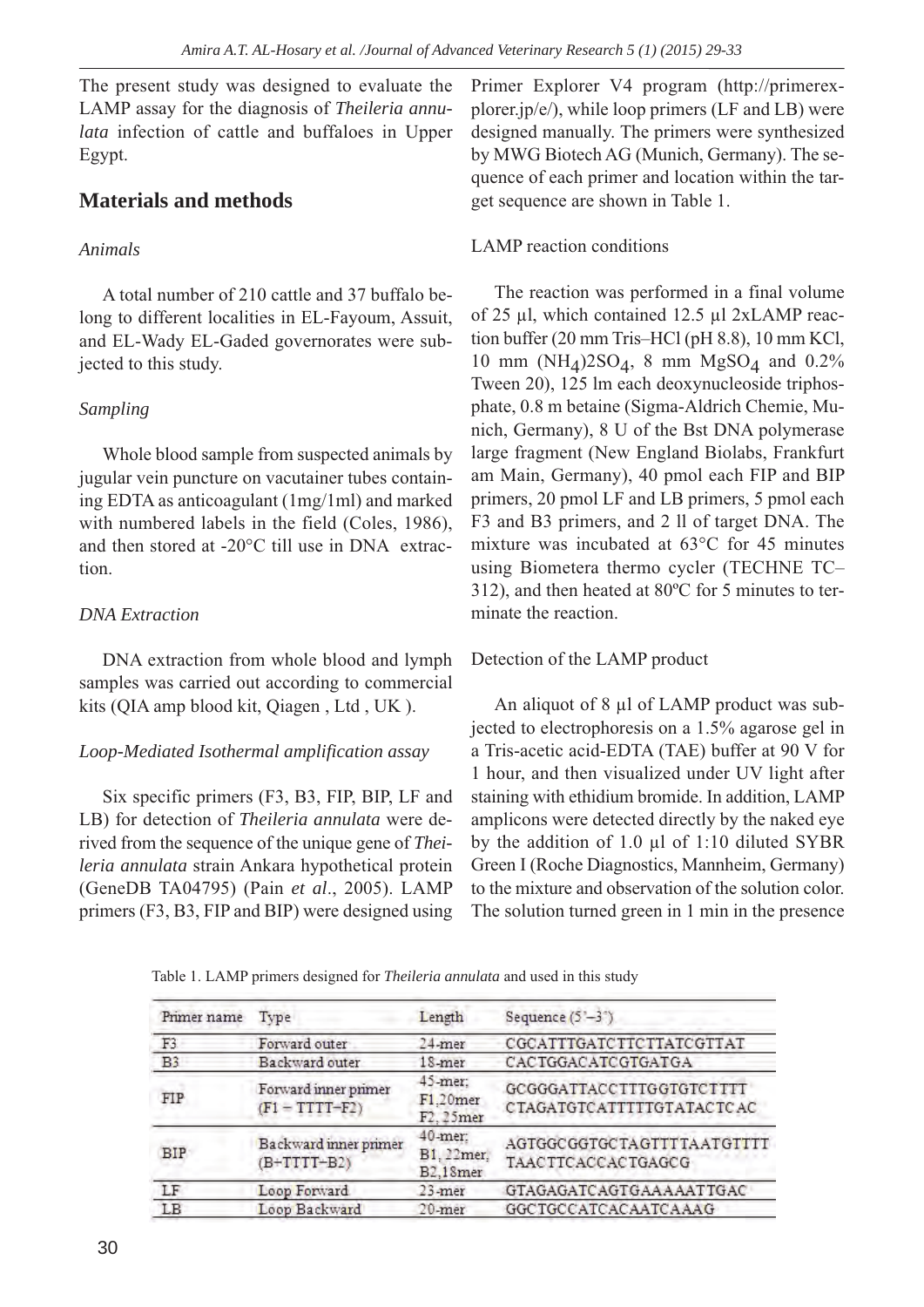The present study was designed to evaluate the LAMP assay for the diagnosis of *Theileria annulata* infection of cattle and buffaloes in Upper Egypt.

## Materials and methods

### *Animals*

A total number of 210 cattle and 37 buffalo belong to different localities in EL-Fayoum, Assuit, and EL-Wady EL-Gaded governorates were subjected to this study.

### *Sampling*

Whole blood sample from suspected animals by jugular vein puncture on vacutainer tubes containing EDTA as anticoagulant (1mg/1ml) and marked with numbered labels in the field (Coles, 1986), and then stored at -20°C till use in DNA extraction.

### *DNA Extraction*

DNA extraction from whole blood and lymph samples was carried out according to commercial kits (QIA amp blood kit, Qiagen , Ltd , UK ).

### *Loop-Mediated Isothermal amplification assay*

Six specific primers (F3, B3, FIP, BIP, LF and LB) for detection of *Theileria annulata* were derived from the sequence of the unique gene of *Theileria annulata* strain Ankara hypothetical protein (GeneDB TA04795) (Pain *et al*., 2005). LAMP primers (F3, B3, FIP and BIP) were designed using Primer Explorer V4 program (http://primerexplorer.jp/e/), while loop primers (LF and LB) were designed manually. The primers were synthesized by MWG Biotech AG (Munich, Germany). The sequence of each primer and location within the target sequence are shown in Table 1.

### LAMP reaction conditions

The reaction was performed in a final volume of 25 µl, which contained 12.5 µl 2xLAMP reaction buffer (20 mm Tris–HCl (pH 8.8), 10 mm KCl, 10 mm $(NH_4)2SO_4$, 8 mm $MgSO_4$ and 0.2% Tween 20), 125 lm each deoxynucleoside triphosphate, 0.8 m betaine (Sigma-Aldrich Chemie, Munich, Germany), 8 U of the Bst DNA polymerase large fragment (New England Biolabs, Frankfurt am Main, Germany), 40 pmol each FIP and BIP primers, 20 pmol LF and LB primers, 5 pmol each F3 and B3 primers, and 2 ll of target DNA. The mixture was incubated at 63°C for 45 minutes using Biometera thermo cycler (TECHNE TC–312), and then heated at 80ºC for 5 minutes to terminate the reaction.

### Detection of the LAMP product

An aliquot of 8 µl of LAMP product was subjected to electrophoresis on a 1.5% agarose gel in a Tris-acetic acid-EDTA (TAE) buffer at 90 V for 1 hour, and then visualized under UV light after staining with ethidium bromide. In addition, LAMP amplicons were detected directly by the naked eye by the addition of 1.0 µl of 1:10 diluted SYBR Green I (Roche Diagnostics, Mannheim, Germany) to the mixture and observation of the solution color. The solution turned green in 1 min in the presence

Table 1. LAMP primers designed for *Theileria annulata* and used in this study

| Primer name | Type | Length | Sequence (5'–3') |
|---|---|---|---|
| F3 | Forward outer | 24-mer | CGCATTTGATCTTCTTATCGTTAT |
| B3 | Backward outer | 18-mer | CACTGGACATCGTGATGA |
| FIP | Forward inner primer (F1 – TTTT–F2) | 45-mer; F1,20mer F2, 25mer | GCGGGATTACCTTTGGTGTCTTTT CTAGATGTCATTTTTGTATACTCAC |
| BIP | Backward inner primer (B+TTTT–B2) | 40-mer; B1, 22mer, B2,18mer | AGTGGCGGTGCTAGTTTTAATGTTTT TAACTTCACCACTGAGCG |
| LF | Loop Forward | 23-mer | GTAGAGATCAGTGAAAAATTGAC |
| LB | Loop Backward | 20-mer | GGCTGCCATCACAATCAAAG |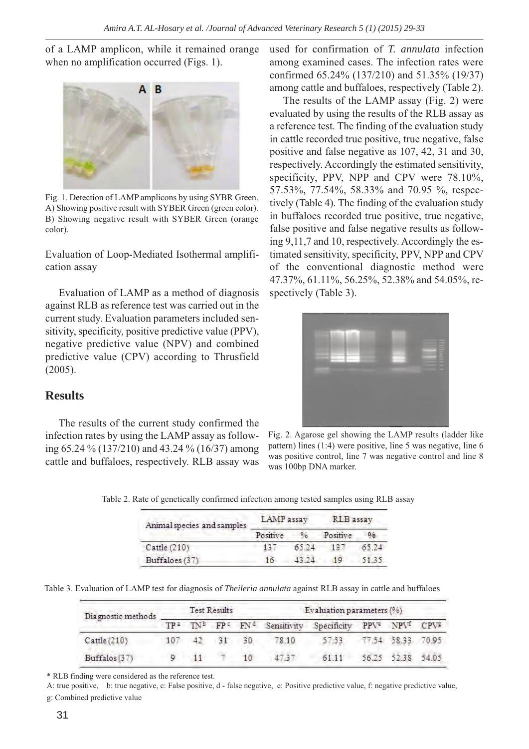of a LAMP amplicon, while it remained orange when no amplification occurred (Figs. 1).

Fig. 1. Detection of LAMP amplicons by using SYBR Green. A) Showing positive result with SYBER Green (green color). B) Showing negative result with SYBER Green (orange color).

Evaluation of Loop-Mediated Isothermal amplification assay

Evaluation of LAMP as a method of diagnosis against RLB as reference test was carried out in the current study. Evaluation parameters included sensitivity, specificity, positive predictive value (PPV), negative predictive value (NPV) and combined predictive value (CPV) according to Thrusfield (2005).

## Results

The results of the current study confirmed the infection rates by using the LAMP assay as following 65.24 % (137/210) and 43.24 % (16/37) among cattle and buffaloes, respectively. RLB assay was used for confirmation of *T. annulata* infection among examined cases. The infection rates were confirmed 65.24% (137/210) and 51.35% (19/37) among cattle and buffaloes, respectively (Table 2).

The results of the LAMP assay (Fig. 2) were evaluated by using the results of the RLB assay as a reference test. The finding of the evaluation study in cattle recorded true positive, true negative, false positive and false negative as 107, 42, 31 and 30, respectively. Accordingly the estimated sensitivity, specificity, PPV, NPP and CPV were 78.10%, 57.53%, 77.54%, 58.33% and 70.95 %, respectively (Table 4). The finding of the evaluation study in buffaloes recorded true positive, true negative, false positive and false negative results as following 9,11,7 and 10, respectively. Accordingly the estimated sensitivity, specificity, PPV, NPP and CPV of the conventional diagnostic method were 47.37%, 61.11%, 56.25%, 52.38% and 54.05%, respectively (Table 3).

Fig. 2. Agarose gel showing the LAMP results (ladder like pattern) lines (1:4) were positive, line 5 was negative, line 6 was positive control, line 7 was negative control and line 8 was 100bp DNA marker.

Table 2. Rate of genetically confirmed infection among tested samples using RLB assay

| Animal species and samples | LAMP assay | | RLB assay | |
|---|---|---|---|---|
| | Positive | % | Positive | % |
| Cattle (210) | 137 | 65.24 | 137 | 65.24 |
| Buffaloes (37) | 16 | 43.24 | 19 | 51.35 |

Table 3. Evaluation of LAMP test for diagnosis of *Theileria annulata* against RLB assay in cattle and buffaloes

| Diagnostic methods | Test Results | | | | Evaluation parameters (%) | | | | |
|---|---|---|---|---|---|---|---|---|---|
| | TP[a] | TN[b] | FP[c] | FN[d] | Sensitivity | Specificity | PPV[e] | NPV[f] | CPV[g] |
| Cattle (210) | 107 | 42 | 31 | 30 | 78.10 | 57.53 | 77.54 | 58.33 | 70.95 |
| Buffalos (37) | 9 | 11 | 7 | 10 | 47.37 | 61.11 | 56.25 | 52.38 | 54.05 |

\* RLB finding were considered as the reference test.

A: true positive, b: true negative, c: False positive, d - false negative, e: Positive predictive value, f: negative predictive value, g: Combined predictive value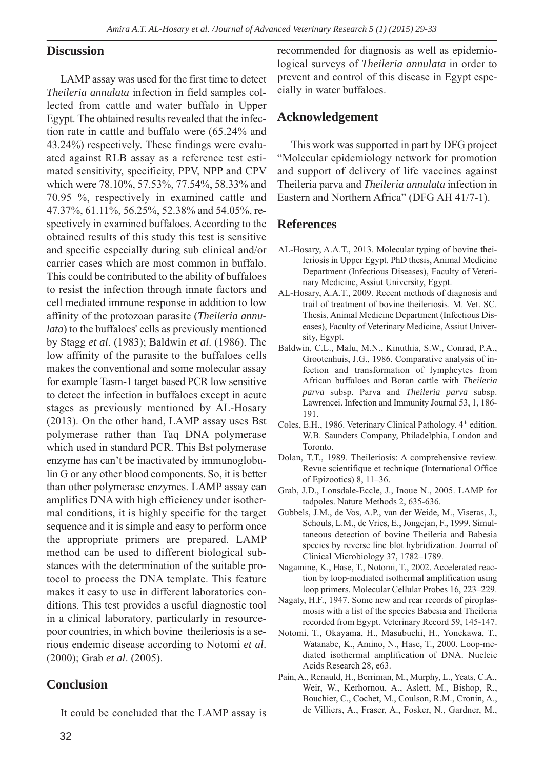## Discussion

LAMP assay was used for the first time to detect *Theileria annulata* infection in field samples collected from cattle and water buffalo in Upper Egypt. The obtained results revealed that the infection rate in cattle and buffalo were (65.24% and 43.24%) respectively. These findings were evaluated against RLB assay as a reference test estimated sensitivity, specificity, PPV, NPP and CPV which were 78.10%, 57.53%, 77.54%, 58.33% and 70.95 %, respectively in examined cattle and 47.37%, 61.11%, 56.25%, 52.38% and 54.05%, respectively in examined buffaloes. According to the obtained results of this study this test is sensitive and specific especially during sub clinical and/or carrier cases which are most common in buffalo. This could be contributed to the ability of buffaloes to resist the infection through innate factors and cell mediated immune response in addition to low affinity of the protozoan parasite (*Theileria annulata*) to the buffaloes' cells as previously mentioned by Stagg *et al*. (1983); Baldwin *et al*. (1986). The low affinity of the parasite to the buffaloes cells makes the conventional and some molecular assay for example Tasm-1 target based PCR low sensitive to detect the infection in buffaloes except in acute stages as previously mentioned by AL-Hosary (2013). On the other hand, LAMP assay uses Bst polymerase rather than Taq DNA polymerase which used in standard PCR. This Bst polymerase enzyme has can't be inactivated by immunoglobulin G or any other blood components. So, it is better than other polymerase enzymes. LAMP assay can amplifies DNA with high efficiency under isothermal conditions, it is highly specific for the target sequence and it is simple and easy to perform once the appropriate primers are prepared. LAMP method can be used to different biological substances with the determination of the suitable protocol to process the DNA template. This feature makes it easy to use in different laboratories conditions. This test provides a useful diagnostic tool in a clinical laboratory, particularly in resource-poor countries, in which bovine theileriosis is a serious endemic disease according to Notomi *et al*. (2000); Grab *et al*. (2005).

## Conclusion

It could be concluded that the LAMP assay is recommended for diagnosis as well as epidemiological surveys of *Theileria annulata* in order to prevent and control of this disease in Egypt especially in water buffaloes.

## Acknowledgement

This work was supported in part by DFG project "Molecular epidemiology network for promotion and support of delivery of life vaccines against Theileria parva and *Theileria annulata* infection in Eastern and Northern Africa" (DFG AH 41/7-1).

## References

AL-Hosary, A.A.T., 2013. Molecular typing of bovine theileriosis in Upper Egypt. PhD thesis, Animal Medicine Department (Infectious Diseases), Faculty of Veterinary Medicine, Assiut University, Egypt.

AL-Hosary, A.A.T., 2009. Recent methods of diagnosis and trail of treatment of bovine theileriosis. M. Vet. SC. Thesis, Animal Medicine Department (Infectious Diseases), Faculty of Veterinary Medicine, Assiut University, Egypt.

Baldwin, C.L., Malu, M.N., Kinuthia, S.W., Conrad, P.A., Grootenhuis, J.G., 1986. Comparative analysis of infection and transformation of lymphcytes from African buffaloes and Boran cattle with *Theileria parva* subsp. Parva and *Theileria parva* subsp. Lawrencei. Infection and Immunity Journal 53, 1, 186-191.

Coles, E.H., 1986. Veterinary Clinical Pathology. 4th edition. W.B. Saunders Company, Philadelphia, London and Toronto.

Dolan, T.T., 1989. Theileriosis: A comprehensive review. Revue scientifique et technique (International Office of Epizootics) 8, 11–36.

Grab, J.D., Lonsdale-Eccle, J., Inoue N., 2005. LAMP for tadpoles. Nature Methods 2, 635-636.

Gubbels, J.M., de Vos, A.P., van der Weide, M., Viseras, J., Schouls, L.M., de Vries, E., Jongejan, F., 1999. Simultaneous detection of bovine Theileria and Babesia species by reverse line blot hybridization. Journal of Clinical Microbiology 37, 1782–1789.

Nagamine, K., Hase, T., Notomi, T., 2002. Accelerated reaction by loop-mediated isothermal amplification using loop primers. Molecular Cellular Probes 16, 223–229.

Nagaty, H.F., 1947. Some new and rear records of piroplasmosis with a list of the species Babesia and Theileria recorded from Egypt. Veterinary Record 59, 145-147.

Notomi, T., Okayama, H., Masubuchi, H., Yonekawa, T., Watanabe, K., Amino, N., Hase, T., 2000. Loop-mediated isothermal amplification of DNA. Nucleic Acids Research 28, e63.

Pain, A., Renauld, H., Berriman, M., Murphy, L., Yeats, C.A., Weir, W., Kerhornou, A., Aslett, M., Bishop, R., Bouchier, C., Cochet, M., Coulson, R.M., Cronin, A., de Villiers, A., Fraser, A., Fosker, N., Gardner, M.,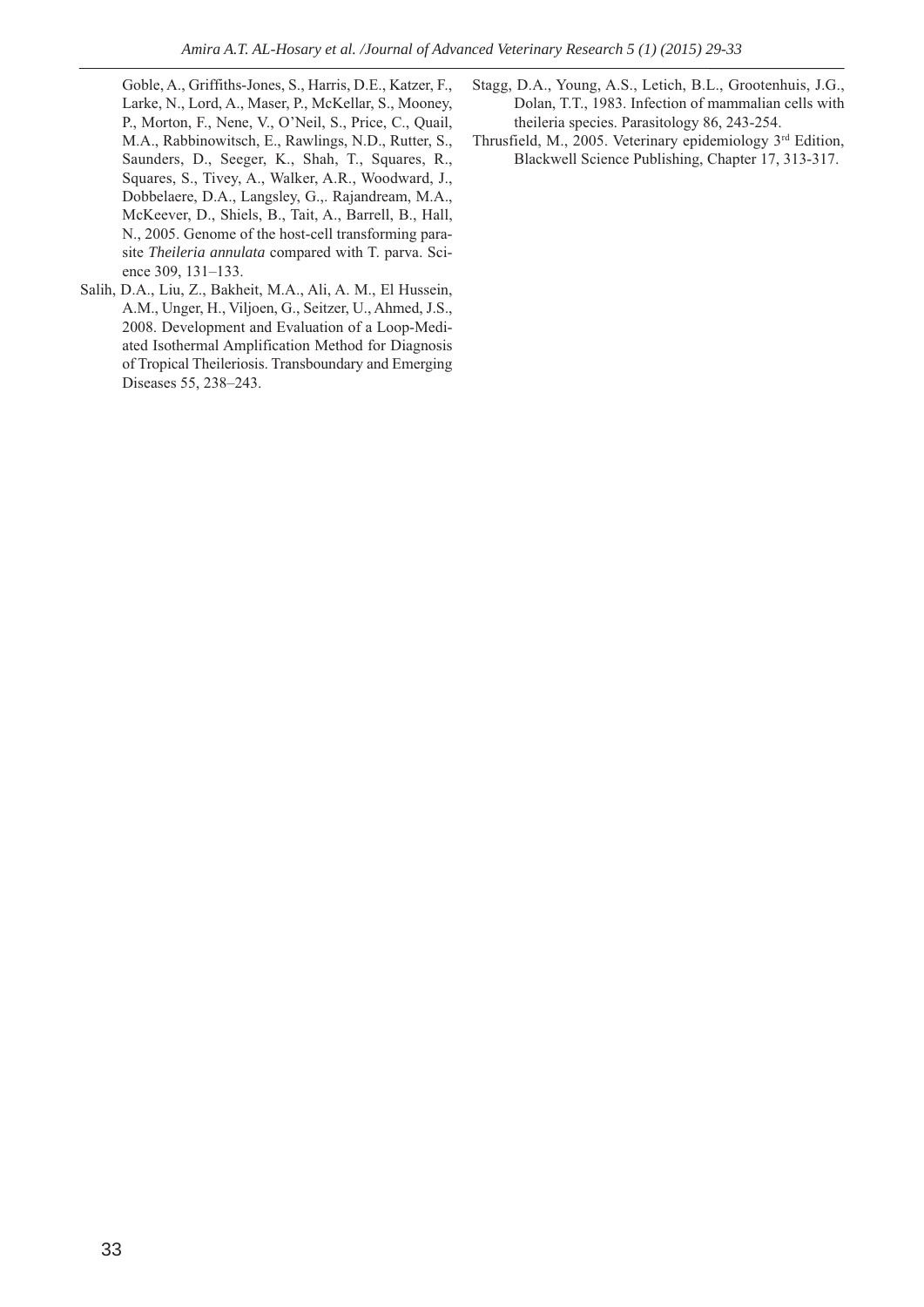Goble, A., Griffiths-Jones, S., Harris, D.E., Katzer, F., Larke, N., Lord, A., Maser, P., McKellar, S., Mooney, P., Morton, F., Nene, V., O'Neil, S., Price, C., Quail, M.A., Rabbinowitsch, E., Rawlings, N.D., Rutter, S., Saunders, D., Seeger, K., Shah, T., Squares, R., Squares, S., Tivey, A., Walker, A.R., Woodward, J., Dobbelaere, D.A., Langsley, G.,. Rajandream, M.A., McKeever, D., Shiels, B., Tait, A., Barrell, B., Hall, N., 2005. Genome of the host-cell transforming parasite *Theileria annulata* compared with T. parva. Science 309, 131–133.

Salih, D.A., Liu, Z., Bakheit, M.A., Ali, A. M., El Hussein, A.M., Unger, H., Viljoen, G., Seitzer, U., Ahmed, J.S., 2008. Development and Evaluation of a Loop-Mediated Isothermal Amplification Method for Diagnosis of Tropical Theileriosis. Transboundary and Emerging Diseases 55, 238–243.

Stagg, D.A., Young, A.S., Letich, B.L., Grootenhuis, J.G., Dolan, T.T., 1983. Infection of mammalian cells with theileria species. Parasitology 86, 243-254.

Thrusfield, M., 2005. Veterinary epidemiology 3rd Edition, Blackwell Science Publishing, Chapter 17, 313-317.